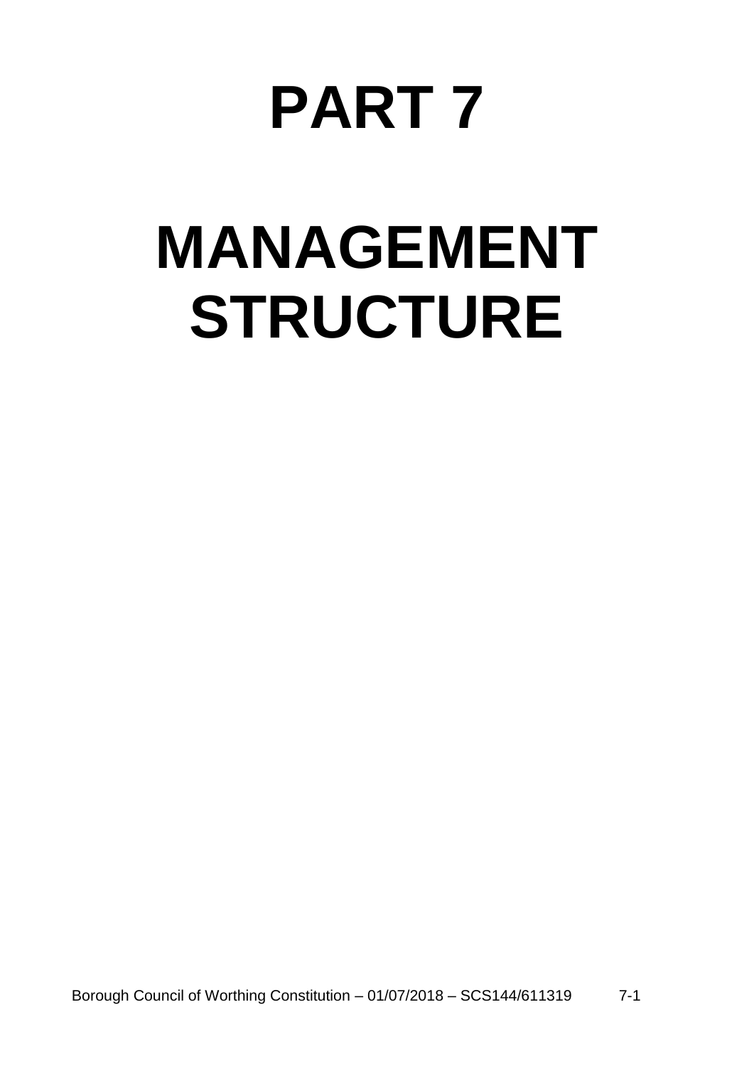# PART 7

# MANAGEMENT STRUCTURE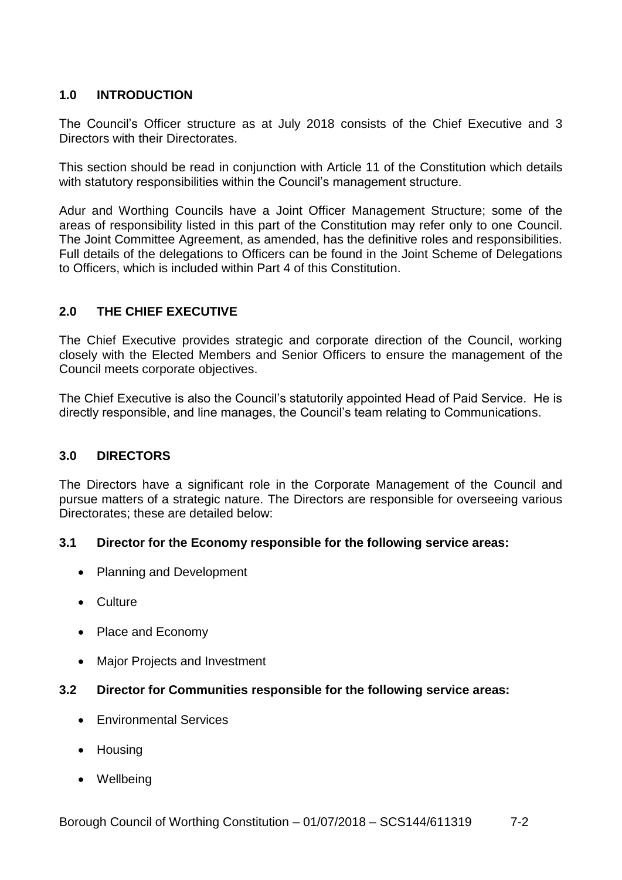## 1.0 INTRODUCTION

The Council's Officer structure as at July 2018 consists of the Chief Executive and 3 Directors with their Directorates.

This section should be read in conjunction with Article 11 of the Constitution which details with statutory responsibilities within the Council's management structure.

Adur and Worthing Councils have a Joint Officer Management Structure; some of the areas of responsibility listed in this part of the Constitution may refer only to one Council. The Joint Committee Agreement, as amended, has the definitive roles and responsibilities. Full details of the delegations to Officers can be found in the Joint Scheme of Delegations to Officers, which is included within Part 4 of this Constitution.

## 2.0 THE CHIEF EXECUTIVE

The Chief Executive provides strategic and corporate direction of the Council, working closely with the Elected Members and Senior Officers to ensure the management of the Council meets corporate objectives.

The Chief Executive is also the Council's statutorily appointed Head of Paid Service. He is directly responsible, and line manages, the Council's team relating to Communications.

## 3.0 DIRECTORS

The Directors have a significant role in the Corporate Management of the Council and pursue matters of a strategic nature. The Directors are responsible for overseeing various Directorates; these are detailed below:

### 3.1 Director for the Economy responsible for the following service areas:

- Planning and Development
- Culture
- Place and Economy
- Major Projects and Investment

### 3.2 Director for Communities responsible for the following service areas:

- Environmental Services
- Housing
- Wellbeing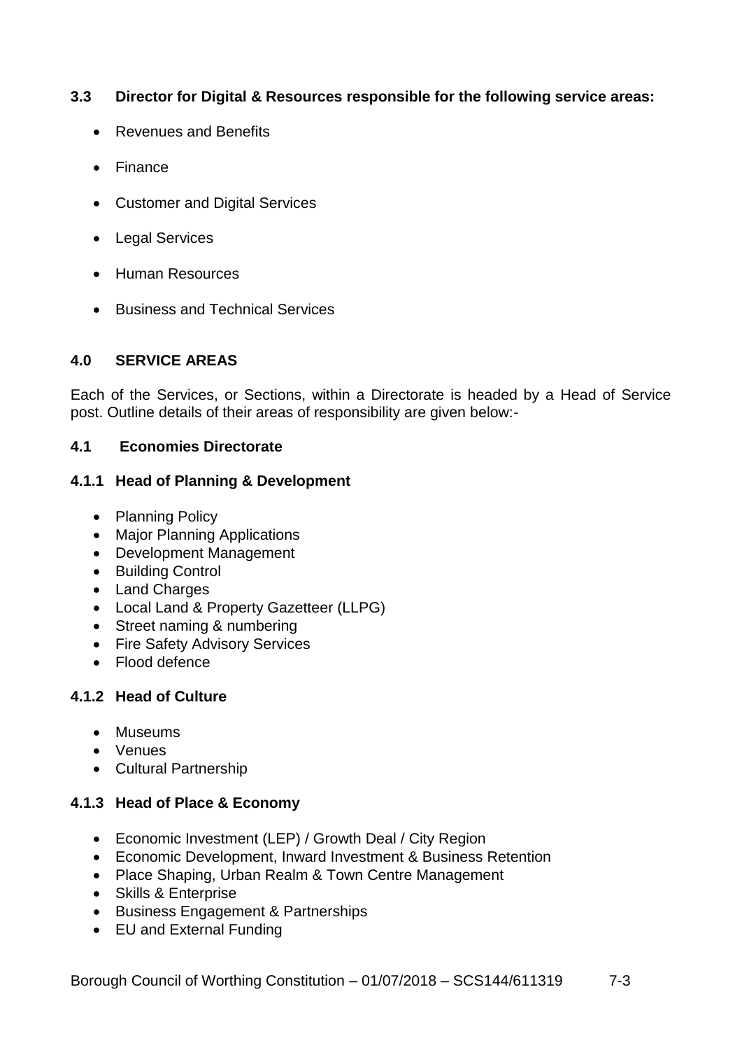### 3.3 Director for Digital & Resources responsible for the following service areas:

- Revenues and Benefits
- Finance
- Customer and Digital Services
- Legal Services
- Human Resources
- Business and Technical Services

## 4.0 SERVICE AREAS

Each of the Services, or Sections, within a Directorate is headed by a Head of Service post. Outline details of their areas of responsibility are given below:-

### 4.1 Economies Directorate

#### 4.1.1 Head of Planning & Development

- Planning Policy
- Major Planning Applications
- Development Management
- Building Control
- Land Charges
- Local Land & Property Gazetteer (LLPG)
- Street naming & numbering
- Fire Safety Advisory Services
- Flood defence

#### 4.1.2 Head of Culture

- Museums
- Venues
- Cultural Partnership

#### 4.1.3 Head of Place & Economy

- Economic Investment (LEP) / Growth Deal / City Region
- Economic Development, Inward Investment & Business Retention
- Place Shaping, Urban Realm & Town Centre Management
- Skills & Enterprise
- Business Engagement & Partnerships
- EU and External Funding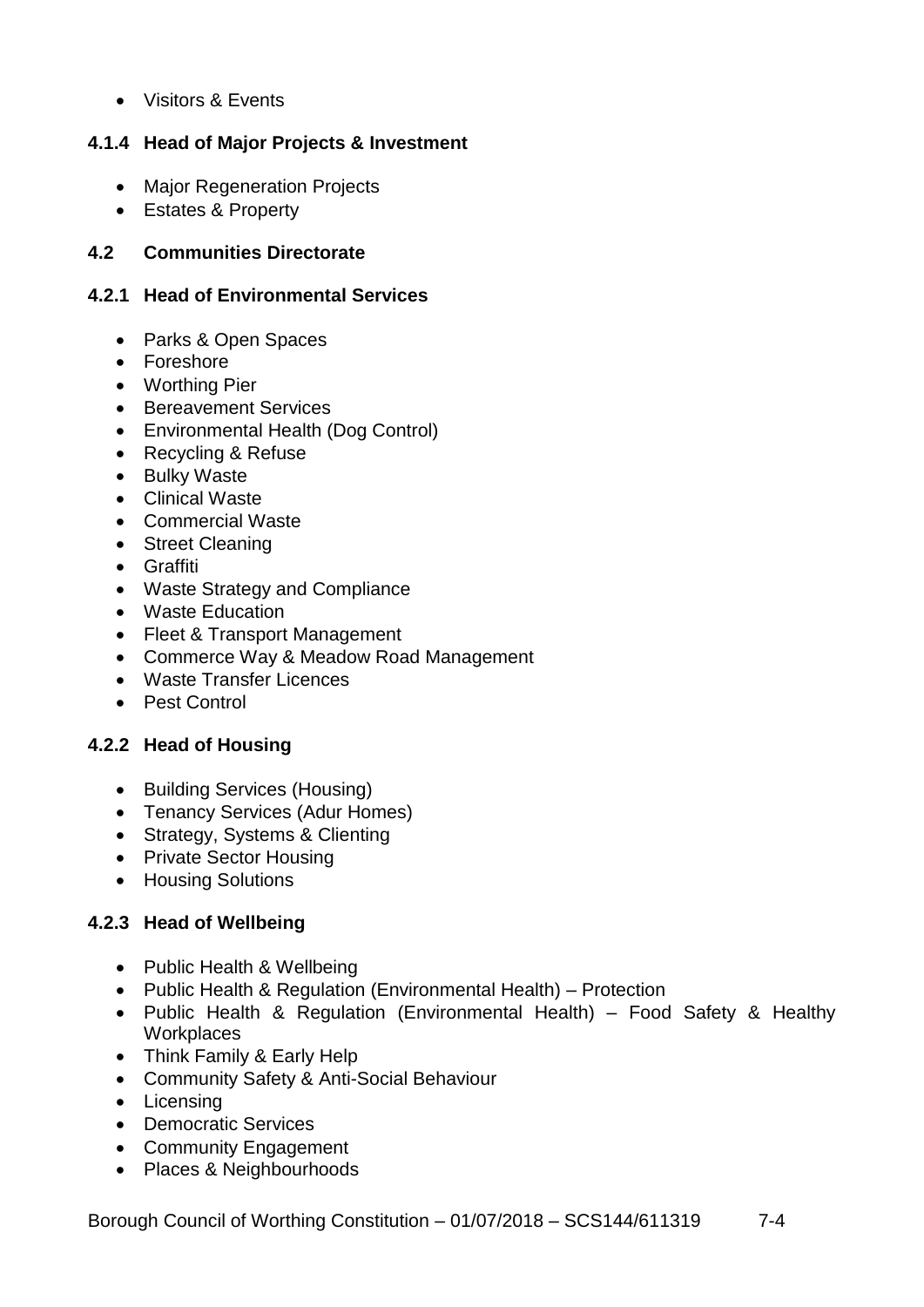- Visitors & Events

#### 4.1.4 Head of Major Projects & Investment

- Major Regeneration Projects
- Estates & Property

### 4.2 Communities Directorate

#### 4.2.1 Head of Environmental Services

- Parks & Open Spaces
- Foreshore
- Worthing Pier
- Bereavement Services
- Environmental Health (Dog Control)
- Recycling & Refuse
- Bulky Waste
- Clinical Waste
- Commercial Waste
- Street Cleaning
- Graffiti
- Waste Strategy and Compliance
- Waste Education
- Fleet & Transport Management
- Commerce Way & Meadow Road Management
- Waste Transfer Licences
- Pest Control

#### 4.2.2 Head of Housing

- Building Services (Housing)
- Tenancy Services (Adur Homes)
- Strategy, Systems & Clienting
- Private Sector Housing
- Housing Solutions

#### 4.2.3 Head of Wellbeing

- Public Health & Wellbeing
- Public Health & Regulation (Environmental Health) – Protection
- Public Health & Regulation (Environmental Health) – Food Safety & Healthy Workplaces
- Think Family & Early Help
- Community Safety & Anti-Social Behaviour
- Licensing
- Democratic Services
- Community Engagement
- Places & Neighbourhoods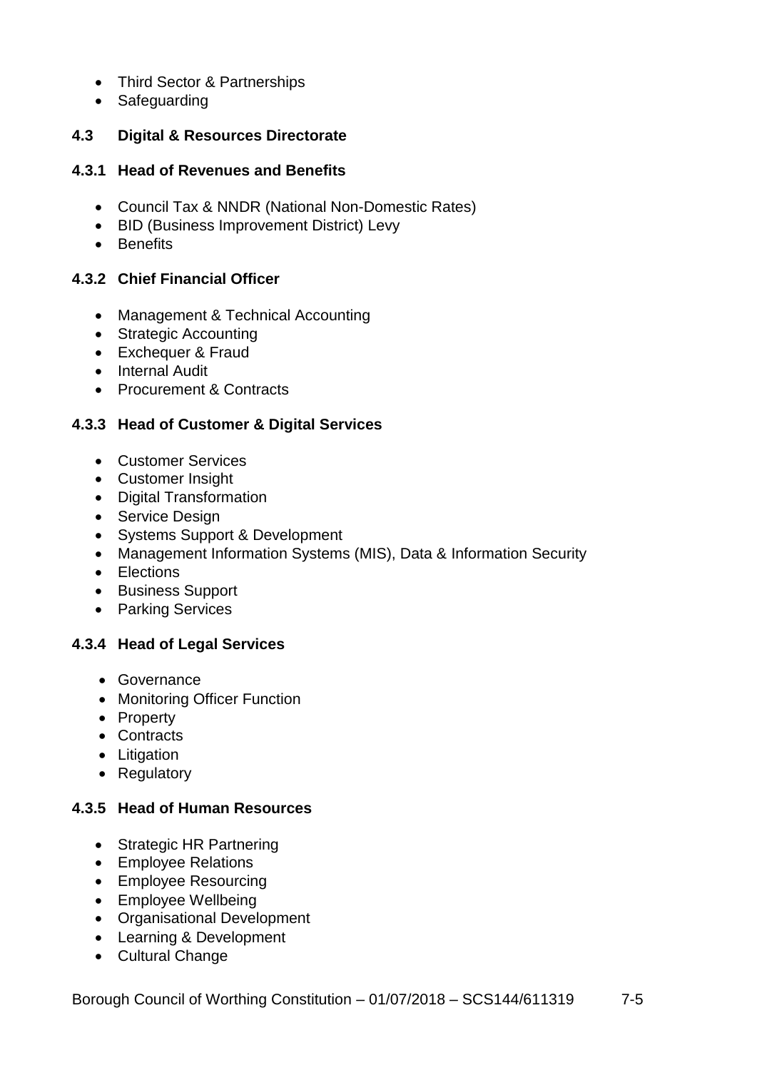- Third Sector & Partnerships
- Safeguarding

### 4.3 Digital & Resources Directorate

#### 4.3.1 Head of Revenues and Benefits

- Council Tax & NNDR (National Non-Domestic Rates)
- BID (Business Improvement District) Levy
- Benefits

#### 4.3.2 Chief Financial Officer

- Management & Technical Accounting
- Strategic Accounting
- Exchequer & Fraud
- Internal Audit
- Procurement & Contracts

#### 4.3.3 Head of Customer & Digital Services

- Customer Services
- Customer Insight
- Digital Transformation
- Service Design
- Systems Support & Development
- Management Information Systems (MIS), Data & Information Security
- Elections
- Business Support
- Parking Services

#### 4.3.4 Head of Legal Services

- Governance
- Monitoring Officer Function
- Property
- Contracts
- Litigation
- Regulatory

#### 4.3.5 Head of Human Resources

- Strategic HR Partnering
- Employee Relations
- Employee Resourcing
- Employee Wellbeing
- Organisational Development
- Learning & Development
- Cultural Change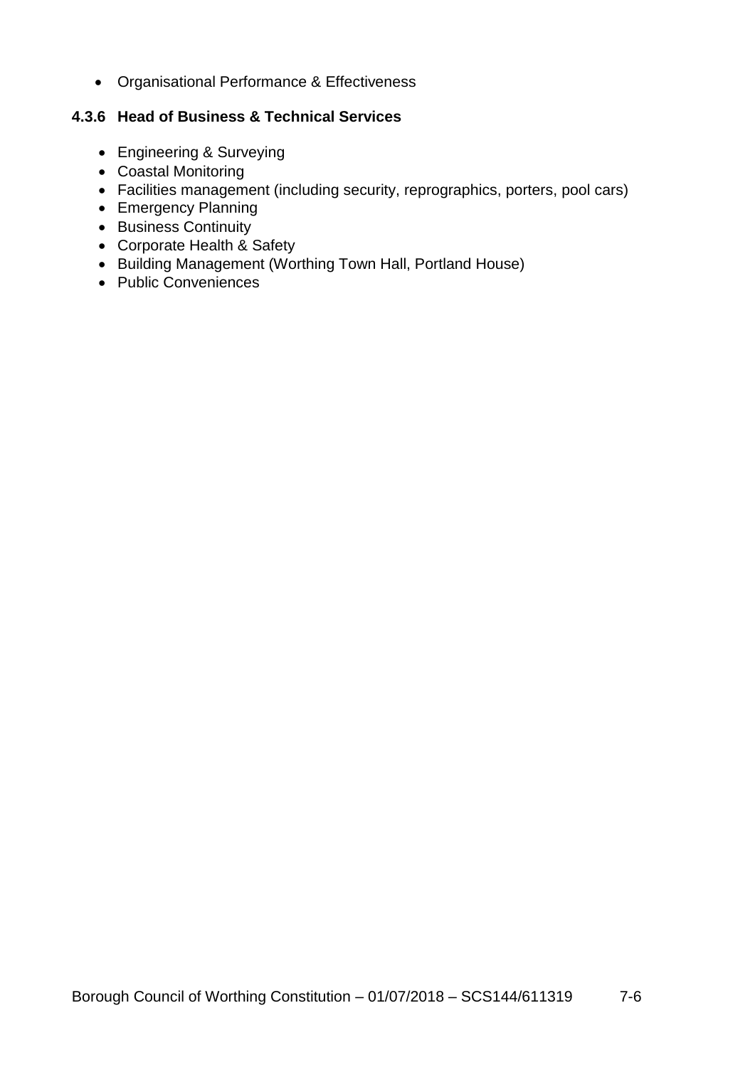- Organisational Performance & Effectiveness

#### 4.3.6 Head of Business & Technical Services

- Engineering & Surveying
- Coastal Monitoring
- Facilities management (including security, reprographics, porters, pool cars)
- Emergency Planning
- Business Continuity
- Corporate Health & Safety
- Building Management (Worthing Town Hall, Portland House)
- Public Conveniences